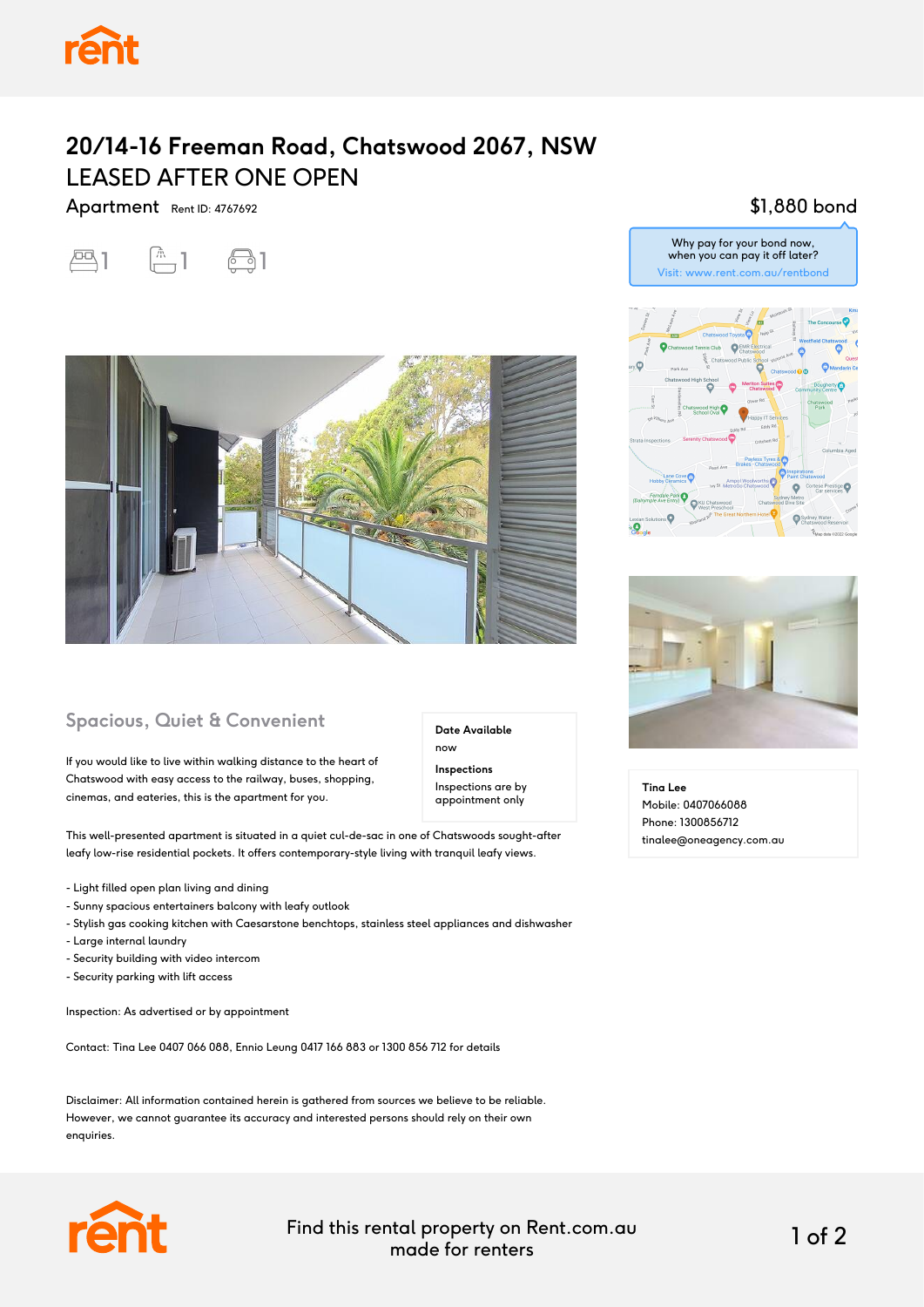# 20/14-16 Freeman Road, Chatswood 2067, NSW

## LEASED AFTER ONE OPEN

Apartment Rent ID: 4767692

1 1 1

$1,880 bond

Why pay for your bond now, when you can pay it off later?
Visit: www.rent.com.au/rentbond

## Spacious, Quiet & Convenient

**Date Available**
now

**Inspections**
Inspections are by appointment only

If you would like to live within walking distance to the heart of Chatswood with easy access to the railway, buses, shopping, cinemas, and eateries, this is the apartment for you.

This well-presented apartment is situated in a quiet cul-de-sac in one of Chatswoods sought-after leafy low-rise residential pockets. It offers contemporary-style living with tranquil leafy views.

- Light filled open plan living and dining
- Sunny spacious entertainers balcony with leafy outlook
- Stylish gas cooking kitchen with Caesarstone benchtops, stainless steel appliances and dishwasher
- Large internal laundry
- Security building with video intercom
- Security parking with lift access

Inspection: As advertised or by appointment

Contact: Tina Lee 0407 066 088, Ennio Leung 0417 166 883 or 1300 856 712 for details

Disclaimer: All information contained herein is gathered from sources we believe to be reliable. However, we cannot guarantee its accuracy and interested persons should rely on their own enquiries.

**Tina Lee**
Mobile: 0407066088
Phone: 1300856712
tinalee@oneagency.com.au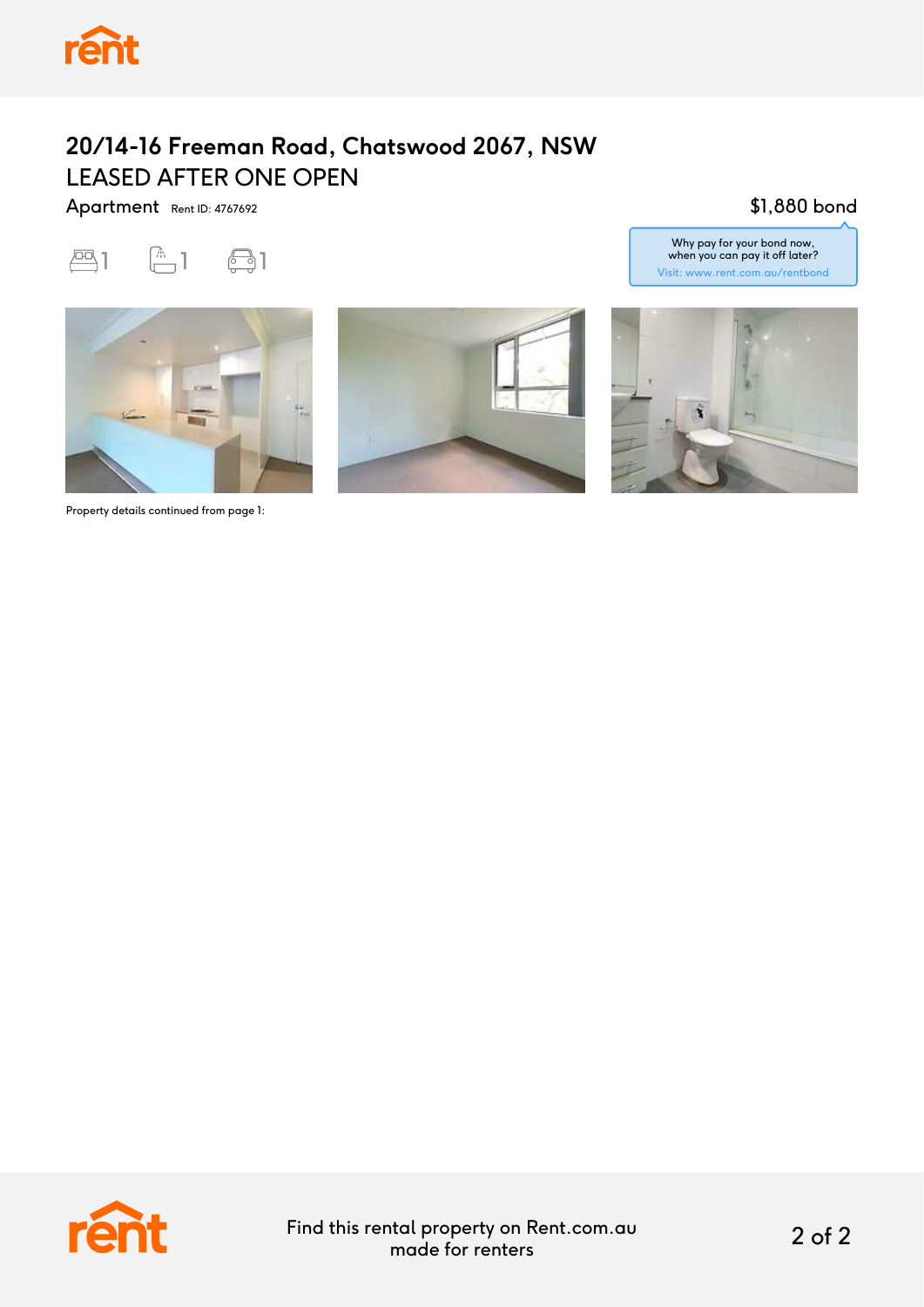# 20/14-16 Freeman Road, Chatswood 2067, NSW

## LEASED AFTER ONE OPEN

Apartment Rent ID: 4767692

$1,880 bond

1 1 1

Why pay for your bond now, when you can pay it off later?
Visit: www.rent.com.au/rentbond

Property details continued from page 1:

Find this rental property on Rent.com.au made for renters